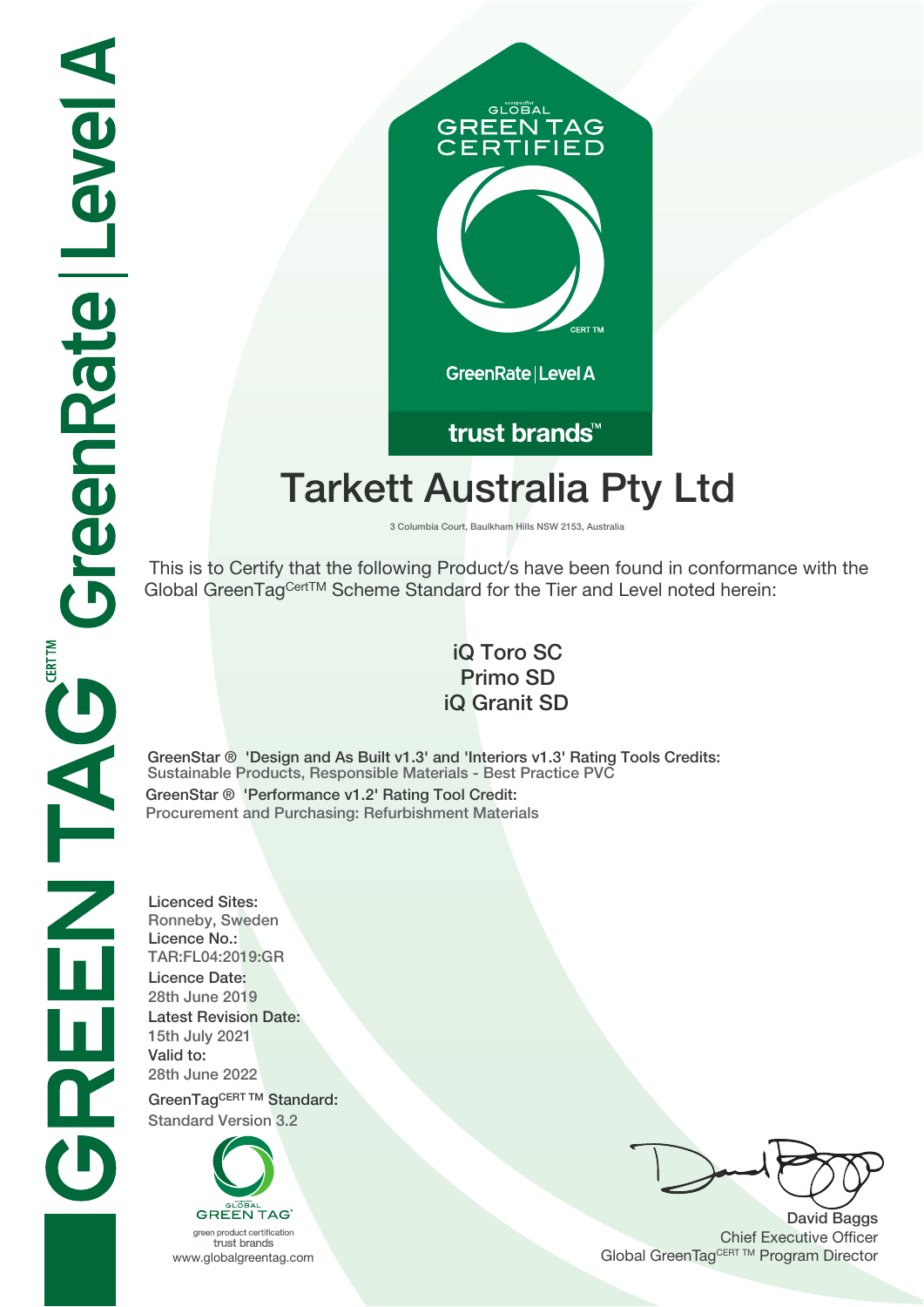GREENTAG CERT TM GreenRate | Level A

ecospecifier GLOBAL GREEN TAG CERTIFIED

CERT TM

GreenRate | Level A

trust brands™

# Tarkett Australia Pty Ltd

3 Columbia Court, Baulkham Hills NSW 2153, Australia

This is to Certify that the following Product/s have been found in conformance with the Global GreenTag CertTM Scheme Standard for the Tier and Level noted herein:

**iQ Toro SC**
**Primo SD**
**iQ Granit SD**

**GreenStar ® 'Design and As Built v1.3' and 'Interiors v1.3' Rating Tools Credits:**
Sustainable Products, Responsible Materials - Best Practice PVC

**GreenStar ® 'Performance v1.2' Rating Tool Credit:**
Procurement and Purchasing: Refurbishment Materials

**Licenced Sites:**
Ronneby, Sweden

**Licence No.:**
TAR:FL04:2019:GR

**Licence Date:**
28th June 2019

**Latest Revision Date:**
15th July 2021

**Valid to:**
28th June 2022

**GreenTag CERT TM Standard:**
Standard Version 3.2

ecospecifier GLOBAL GREEN TAG®
green product certification
trust brands
www.globalgreentag.com

**David Baggs**
Chief Executive Officer
Global GreenTag CERT TM Program Director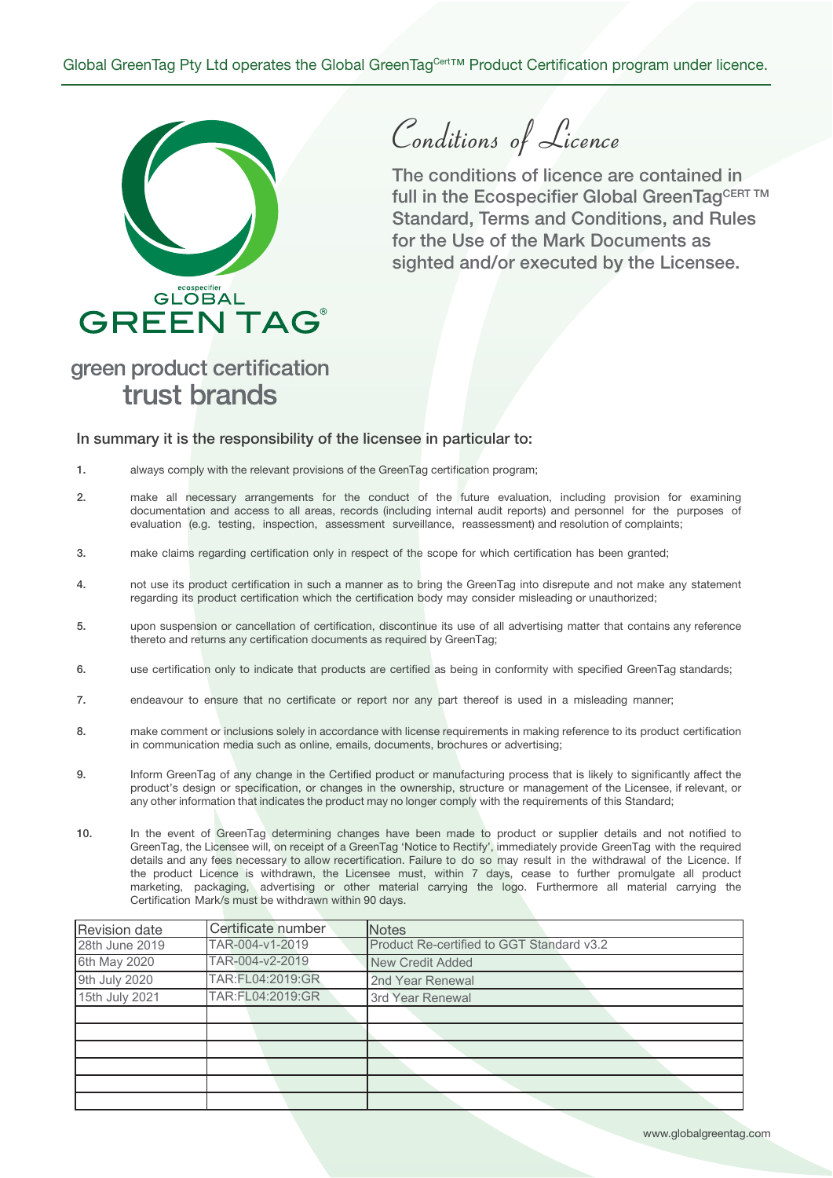Global GreenTag Pty Ltd operates the Global GreenTag[Cert]™ Product Certification program under licence.

# Conditions of Licence

**The conditions of licence are contained in full in the Ecospecifier Global GreenTag[CERT TM] Standard, Terms and Conditions, and Rules for the Use of the Mark Documents as sighted and/or executed by the Licensee.**

ecospecifier
GLOBAL
GREEN TAG®

green product certification
trust brands

## In summary it is the responsibility of the licensee in particular to:

1. always comply with the relevant provisions of the GreenTag certification program;
2. make all necessary arrangements for the conduct of the future evaluation, including provision for examining documentation and access to all areas, records (including internal audit reports) and personnel for the purposes of evaluation (e.g. testing, inspection, assessment surveillance, reassessment) and resolution of complaints;
3. make claims regarding certification only in respect of the scope for which certification has been granted;
4. not use its product certification in such a manner as to bring the GreenTag into disrepute and not make any statement regarding its product certification which the certification body may consider misleading or unauthorized;
5. upon suspension or cancellation of certification, discontinue its use of all advertising matter that contains any reference thereto and returns any certification documents as required by GreenTag;
6. use certification only to indicate that products are certified as being in conformity with specified GreenTag standards;
7. endeavour to ensure that no certificate or report nor any part thereof is used in a misleading manner;
8. make comment or inclusions solely in accordance with license requirements in making reference to its product certification in communication media such as online, emails, documents, brochures or advertising;
9. Inform GreenTag of any change in the Certified product or manufacturing process that is likely to significantly affect the product's design or specification, or changes in the ownership, structure or management of the Licensee, if relevant, or any other information that indicates the product may no longer comply with the requirements of this Standard;
10. In the event of GreenTag determining changes have been made to product or supplier details and not notified to GreenTag, the Licensee will, on receipt of a GreenTag 'Notice to Rectify', immediately provide GreenTag with the required details and any fees necessary to allow recertification. Failure to do so may result in the withdrawal of the Licence. If the product Licence is withdrawn, the Licensee must, within 7 days, cease to further promulgate all product marketing, packaging, advertising or other material carrying the logo. Furthermore all material carrying the Certification Mark/s must be withdrawn within 90 days.

| Revision date | Certificate number | Notes |
|---|---|---|
| 28th June 2019 | TAR-004-v1-2019 | Product Re-certified to GGT Standard v3.2 |
| 6th May 2020 | TAR-004-v2-2019 | New Credit Added |
| 9th July 2020 | TAR:FL04:2019:GR | 2nd Year Renewal |
| 15th July 2021 | TAR:FL04:2019:GR | 3rd Year Renewal |
| | | |
| | | |
| | | |
| | | |
| | | |
| | | |

www.globalgreentag.com